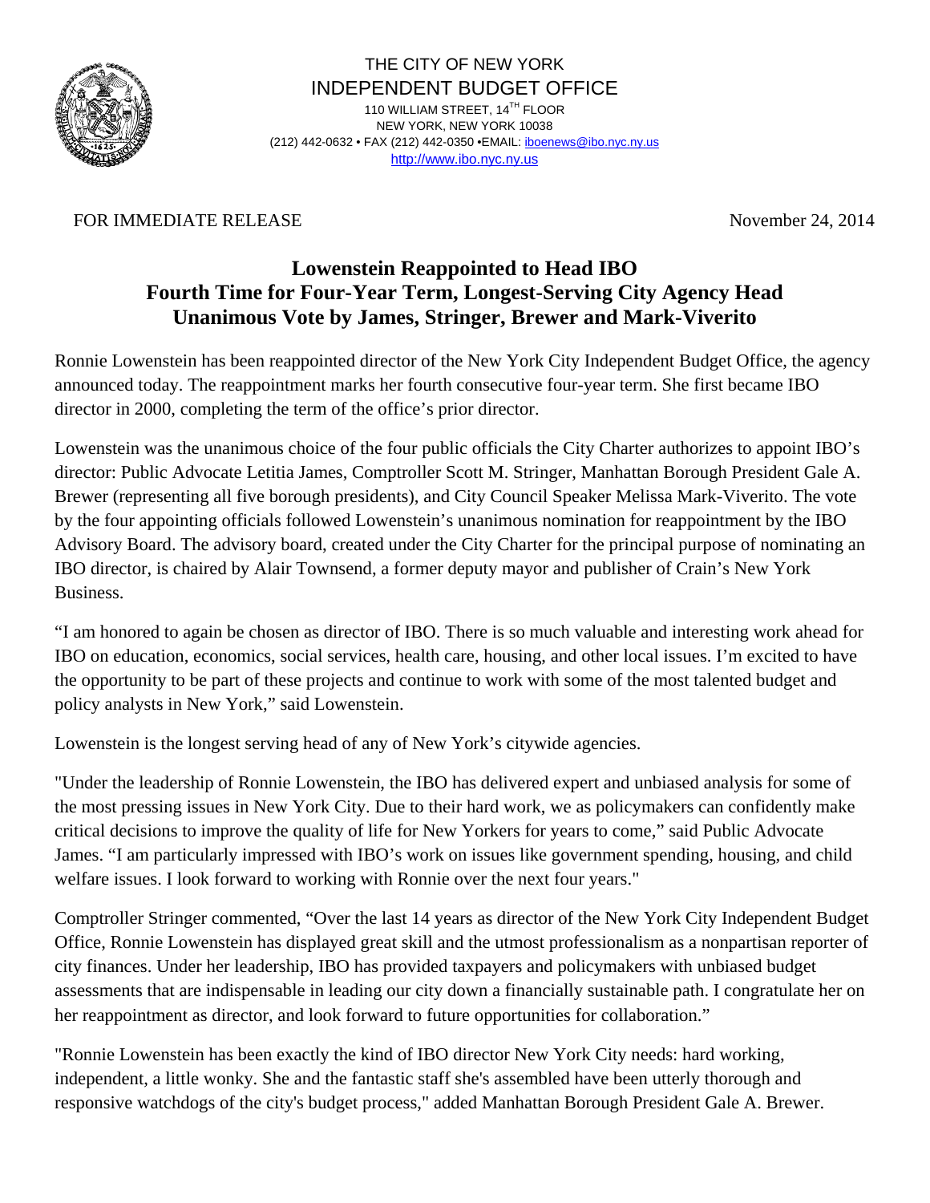THE CITY OF NEW YORK
INDEPENDENT BUDGET OFFICE
110 WILLIAM STREET, 14TH FLOOR
NEW YORK, NEW YORK 10038
(212) 442-0632 • FAX (212) 442-0350 •EMAIL: iboenews@ibo.nyc.ny.us
http://www.ibo.nyc.ny.us

FOR IMMEDIATE RELEASE November 24, 2014

# Lowenstein Reappointed to Head IBO
## Fourth Time for Four-Year Term, Longest-Serving City Agency Head
## Unanimous Vote by James, Stringer, Brewer and Mark-Viverito

Ronnie Lowenstein has been reappointed director of the New York City Independent Budget Office, the agency announced today. The reappointment marks her fourth consecutive four-year term. She first became IBO director in 2000, completing the term of the office's prior director.

Lowenstein was the unanimous choice of the four public officials the City Charter authorizes to appoint IBO's director: Public Advocate Letitia James, Comptroller Scott M. Stringer, Manhattan Borough President Gale A. Brewer (representing all five borough presidents), and City Council Speaker Melissa Mark-Viverito. The vote by the four appointing officials followed Lowenstein's unanimous nomination for reappointment by the IBO Advisory Board. The advisory board, created under the City Charter for the principal purpose of nominating an IBO director, is chaired by Alair Townsend, a former deputy mayor and publisher of Crain's New York Business.

"I am honored to again be chosen as director of IBO. There is so much valuable and interesting work ahead for IBO on education, economics, social services, health care, housing, and other local issues. I'm excited to have the opportunity to be part of these projects and continue to work with some of the most talented budget and policy analysts in New York," said Lowenstein.

Lowenstein is the longest serving head of any of New York's citywide agencies.

"Under the leadership of Ronnie Lowenstein, the IBO has delivered expert and unbiased analysis for some of the most pressing issues in New York City. Due to their hard work, we as policymakers can confidently make critical decisions to improve the quality of life for New Yorkers for years to come," said Public Advocate James. "I am particularly impressed with IBO's work on issues like government spending, housing, and child welfare issues. I look forward to working with Ronnie over the next four years."

Comptroller Stringer commented, "Over the last 14 years as director of the New York City Independent Budget Office, Ronnie Lowenstein has displayed great skill and the utmost professionalism as a nonpartisan reporter of city finances. Under her leadership, IBO has provided taxpayers and policymakers with unbiased budget assessments that are indispensable in leading our city down a financially sustainable path. I congratulate her on her reappointment as director, and look forward to future opportunities for collaboration."

"Ronnie Lowenstein has been exactly the kind of IBO director New York City needs: hard working, independent, a little wonky. She and the fantastic staff she's assembled have been utterly thorough and responsive watchdogs of the city's budget process," added Manhattan Borough President Gale A. Brewer.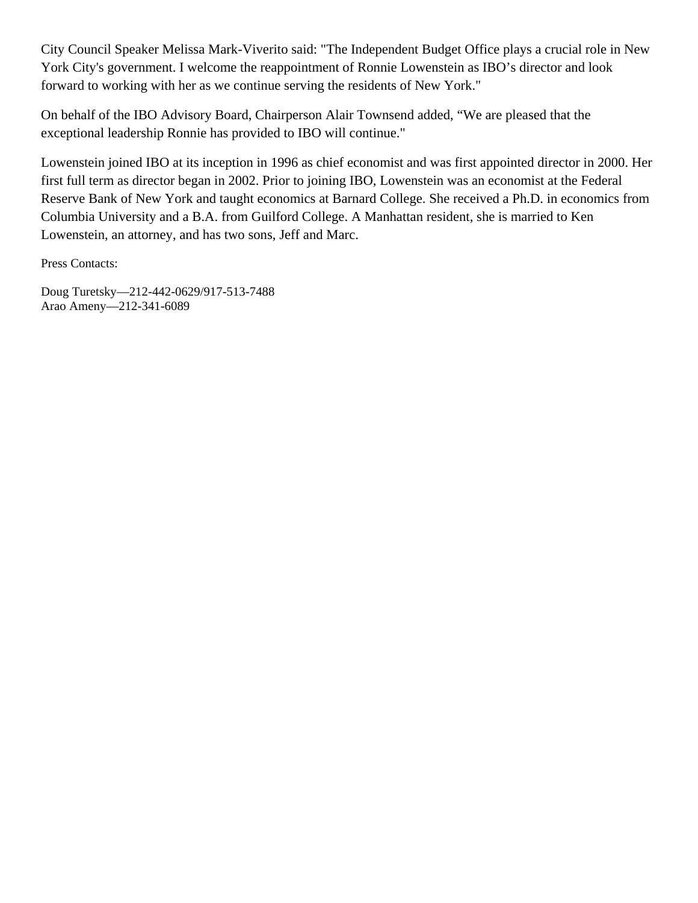City Council Speaker Melissa Mark-Viverito said: "The Independent Budget Office plays a crucial role in New York City's government. I welcome the reappointment of Ronnie Lowenstein as IBO's director and look forward to working with her as we continue serving the residents of New York."

On behalf of the IBO Advisory Board, Chairperson Alair Townsend added, "We are pleased that the exceptional leadership Ronnie has provided to IBO will continue."

Lowenstein joined IBO at its inception in 1996 as chief economist and was first appointed director in 2000. Her first full term as director began in 2002. Prior to joining IBO, Lowenstein was an economist at the Federal Reserve Bank of New York and taught economics at Barnard College. She received a Ph.D. in economics from Columbia University and a B.A. from Guilford College. A Manhattan resident, she is married to Ken Lowenstein, an attorney, and has two sons, Jeff and Marc.

Press Contacts:

Doug Turetsky—212-442-0629/917-513-7488
Arao Ameny—212-341-6089